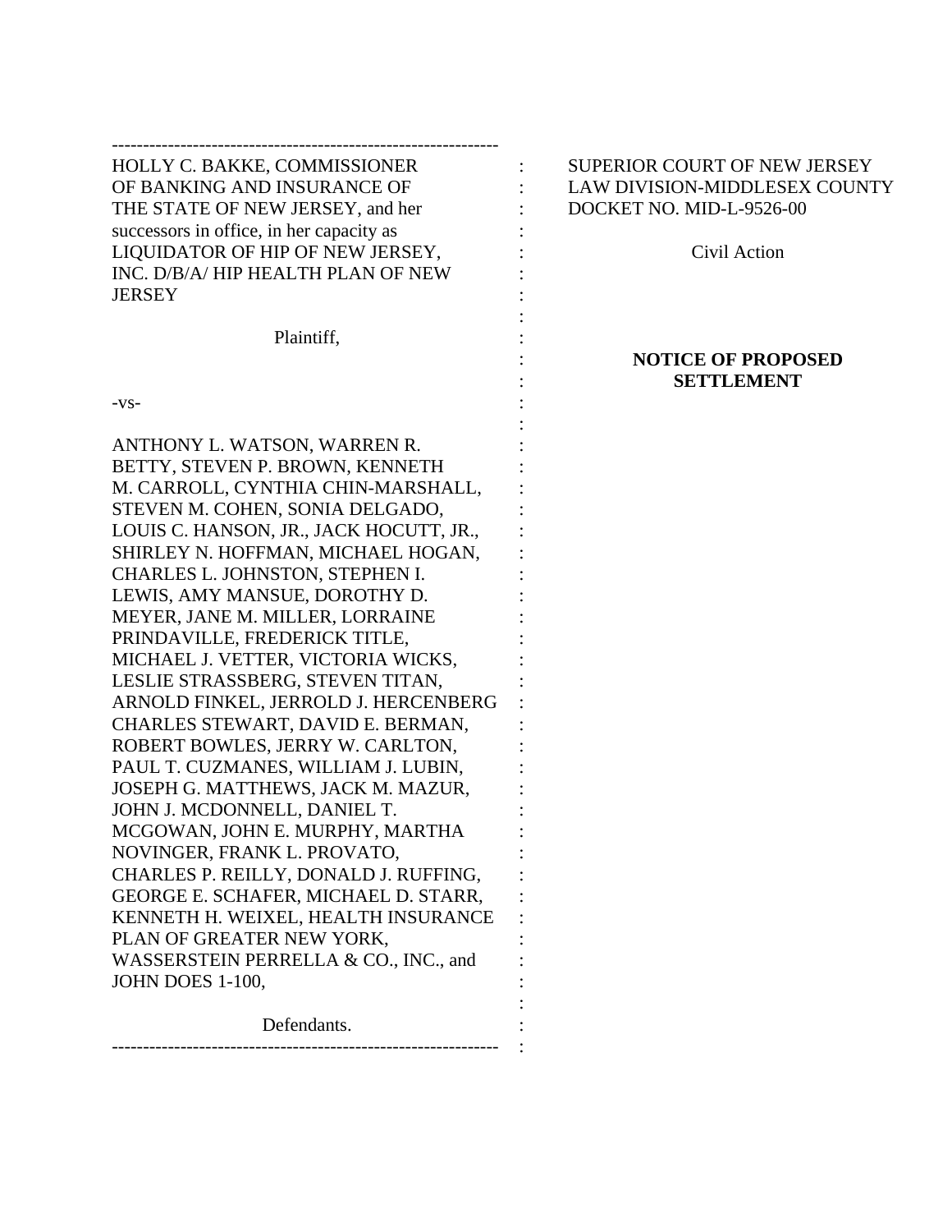HOLLY C. BAKKE, COMMISSIONER OF BANKING AND INSURANCE OF THE STATE OF NEW JERSEY, and her successors in office, in her capacity as LIQUIDATOR OF HIP OF NEW JERSEY, INC. D/B/A/ HIP HEALTH PLAN OF NEW JERSEY

Plaintiff,

-vs-

ANTHONY L. WATSON, WARREN R. BETTY, STEVEN P. BROWN, KENNETH M. CARROLL, CYNTHIA CHIN-MARSHALL, STEVEN M. COHEN, SONIA DELGADO, LOUIS C. HANSON, JR., JACK HOCUTT, JR., SHIRLEY N. HOFFMAN, MICHAEL HOGAN, CHARLES L. JOHNSTON, STEPHEN I. LEWIS, AMY MANSUE, DOROTHY D. MEYER, JANE M. MILLER, LORRAINE PRINDAVILLE, FREDERICK TITLE, MICHAEL J. VETTER, VICTORIA WICKS, LESLIE STRASSBERG, STEVEN TITAN, ARNOLD FINKEL, JERROLD J. HERCENBERG CHARLES STEWART, DAVID E. BERMAN, ROBERT BOWLES, JERRY W. CARLTON, PAUL T. CUZMANES, WILLIAM J. LUBIN, JOSEPH G. MATTHEWS, JACK M. MAZUR, JOHN J. MCDONNELL, DANIEL T. MCGOWAN, JOHN E. MURPHY, MARTHA NOVINGER, FRANK L. PROVATO, CHARLES P. REILLY, DONALD J. RUFFING, GEORGE E. SCHAFER, MICHAEL D. STARR, KENNETH H. WEIXEL, HEALTH INSURANCE PLAN OF GREATER NEW YORK, WASSERSTEIN PERRELLA & CO., INC., and JOHN DOES 1-100,

Defendants.

SUPERIOR COURT OF NEW JERSEY
LAW DIVISION-MIDDLESEX COUNTY
DOCKET NO. MID-L-9526-00

Civil Action

**NOTICE OF PROPOSED SETTLEMENT**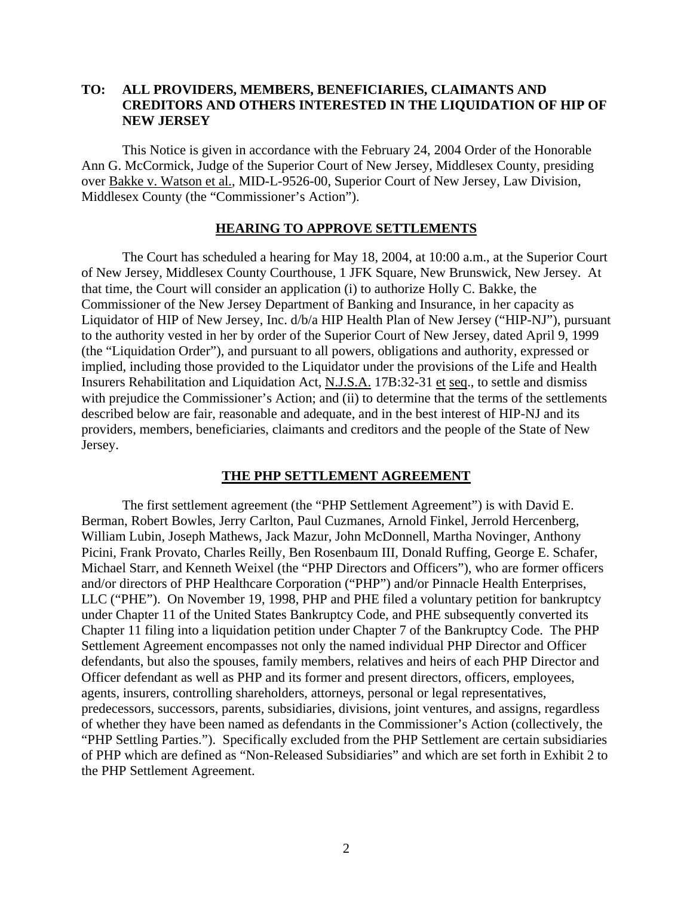**TO: ALL PROVIDERS, MEMBERS, BENEFICIARIES, CLAIMANTS AND CREDITORS AND OTHERS INTERESTED IN THE LIQUIDATION OF HIP OF NEW JERSEY**

This Notice is given in accordance with the February 24, 2004 Order of the Honorable Ann G. McCormick, Judge of the Superior Court of New Jersey, Middlesex County, presiding over Bakke v. Watson et al., MID-L-9526-00, Superior Court of New Jersey, Law Division, Middlesex County (the "Commissioner's Action").

## HEARING TO APPROVE SETTLEMENTS

The Court has scheduled a hearing for May 18, 2004, at 10:00 a.m., at the Superior Court of New Jersey, Middlesex County Courthouse, 1 JFK Square, New Brunswick, New Jersey. At that time, the Court will consider an application (i) to authorize Holly C. Bakke, the Commissioner of the New Jersey Department of Banking and Insurance, in her capacity as Liquidator of HIP of New Jersey, Inc. d/b/a HIP Health Plan of New Jersey ("HIP-NJ"), pursuant to the authority vested in her by order of the Superior Court of New Jersey, dated April 9, 1999 (the "Liquidation Order"), and pursuant to all powers, obligations and authority, expressed or implied, including those provided to the Liquidator under the provisions of the Life and Health Insurers Rehabilitation and Liquidation Act, N.J.S.A. 17B:32-31 et seq., to settle and dismiss with prejudice the Commissioner's Action; and (ii) to determine that the terms of the settlements described below are fair, reasonable and adequate, and in the best interest of HIP-NJ and its providers, members, beneficiaries, claimants and creditors and the people of the State of New Jersey.

## THE PHP SETTLEMENT AGREEMENT

The first settlement agreement (the "PHP Settlement Agreement") is with David E. Berman, Robert Bowles, Jerry Carlton, Paul Cuzmanes, Arnold Finkel, Jerrold Hercenberg, William Lubin, Joseph Mathews, Jack Mazur, John McDonnell, Martha Novinger, Anthony Picini, Frank Provato, Charles Reilly, Ben Rosenbaum III, Donald Ruffing, George E. Schafer, Michael Starr, and Kenneth Weixel (the "PHP Directors and Officers"), who are former officers and/or directors of PHP Healthcare Corporation ("PHP") and/or Pinnacle Health Enterprises, LLC ("PHE"). On November 19, 1998, PHP and PHE filed a voluntary petition for bankruptcy under Chapter 11 of the United States Bankruptcy Code, and PHE subsequently converted its Chapter 11 filing into a liquidation petition under Chapter 7 of the Bankruptcy Code. The PHP Settlement Agreement encompasses not only the named individual PHP Director and Officer defendants, but also the spouses, family members, relatives and heirs of each PHP Director and Officer defendant as well as PHP and its former and present directors, officers, employees, agents, insurers, controlling shareholders, attorneys, personal or legal representatives, predecessors, successors, parents, subsidiaries, divisions, joint ventures, and assigns, regardless of whether they have been named as defendants in the Commissioner's Action (collectively, the "PHP Settling Parties."). Specifically excluded from the PHP Settlement are certain subsidiaries of PHP which are defined as "Non-Released Subsidiaries" and which are set forth in Exhibit 2 to the PHP Settlement Agreement.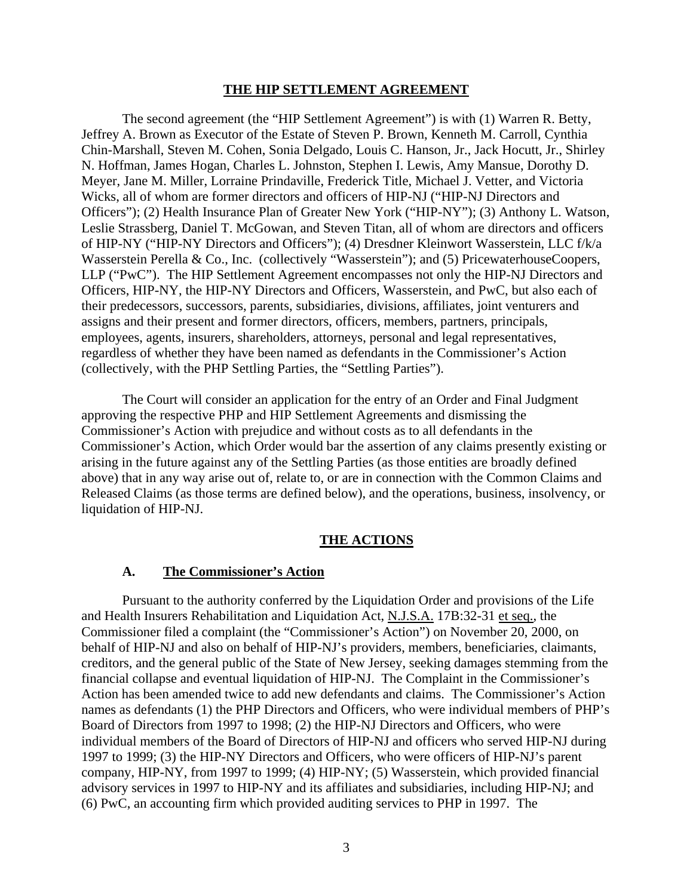## THE HIP SETTLEMENT AGREEMENT

The second agreement (the "HIP Settlement Agreement") is with (1) Warren R. Betty, Jeffrey A. Brown as Executor of the Estate of Steven P. Brown, Kenneth M. Carroll, Cynthia Chin-Marshall, Steven M. Cohen, Sonia Delgado, Louis C. Hanson, Jr., Jack Hocutt, Jr., Shirley N. Hoffman, James Hogan, Charles L. Johnston, Stephen I. Lewis, Amy Mansue, Dorothy D. Meyer, Jane M. Miller, Lorraine Prindaville, Frederick Title, Michael J. Vetter, and Victoria Wicks, all of whom are former directors and officers of HIP-NJ ("HIP-NJ Directors and Officers"); (2) Health Insurance Plan of Greater New York ("HIP-NY"); (3) Anthony L. Watson, Leslie Strassberg, Daniel T. McGowan, and Steven Titan, all of whom are directors and officers of HIP-NY ("HIP-NY Directors and Officers"); (4) Dresdner Kleinwort Wasserstein, LLC f/k/a Wasserstein Perella & Co., Inc. (collectively "Wasserstein"); and (5) PricewaterhouseCoopers, LLP ("PwC"). The HIP Settlement Agreement encompasses not only the HIP-NJ Directors and Officers, HIP-NY, the HIP-NY Directors and Officers, Wasserstein, and PwC, but also each of their predecessors, successors, parents, subsidiaries, divisions, affiliates, joint venturers and assigns and their present and former directors, officers, members, partners, principals, employees, agents, insurers, shareholders, attorneys, personal and legal representatives, regardless of whether they have been named as defendants in the Commissioner's Action (collectively, with the PHP Settling Parties, the "Settling Parties").

The Court will consider an application for the entry of an Order and Final Judgment approving the respective PHP and HIP Settlement Agreements and dismissing the Commissioner's Action with prejudice and without costs as to all defendants in the Commissioner's Action, which Order would bar the assertion of any claims presently existing or arising in the future against any of the Settling Parties (as those entities are broadly defined above) that in any way arise out of, relate to, or are in connection with the Common Claims and Released Claims (as those terms are defined below), and the operations, business, insolvency, or liquidation of HIP-NJ.

## THE ACTIONS

### A. The Commissioner's Action

Pursuant to the authority conferred by the Liquidation Order and provisions of the Life and Health Insurers Rehabilitation and Liquidation Act, N.J.S.A. 17B:32-31 et seq., the Commissioner filed a complaint (the "Commissioner's Action") on November 20, 2000, on behalf of HIP-NJ and also on behalf of HIP-NJ's providers, members, beneficiaries, claimants, creditors, and the general public of the State of New Jersey, seeking damages stemming from the financial collapse and eventual liquidation of HIP-NJ. The Complaint in the Commissioner's Action has been amended twice to add new defendants and claims. The Commissioner's Action names as defendants (1) the PHP Directors and Officers, who were individual members of PHP's Board of Directors from 1997 to 1998; (2) the HIP-NJ Directors and Officers, who were individual members of the Board of Directors of HIP-NJ and officers who served HIP-NJ during 1997 to 1999; (3) the HIP-NY Directors and Officers, who were officers of HIP-NJ's parent company, HIP-NY, from 1997 to 1999; (4) HIP-NY; (5) Wasserstein, which provided financial advisory services in 1997 to HIP-NY and its affiliates and subsidiaries, including HIP-NJ; and (6) PwC, an accounting firm which provided auditing services to PHP in 1997. The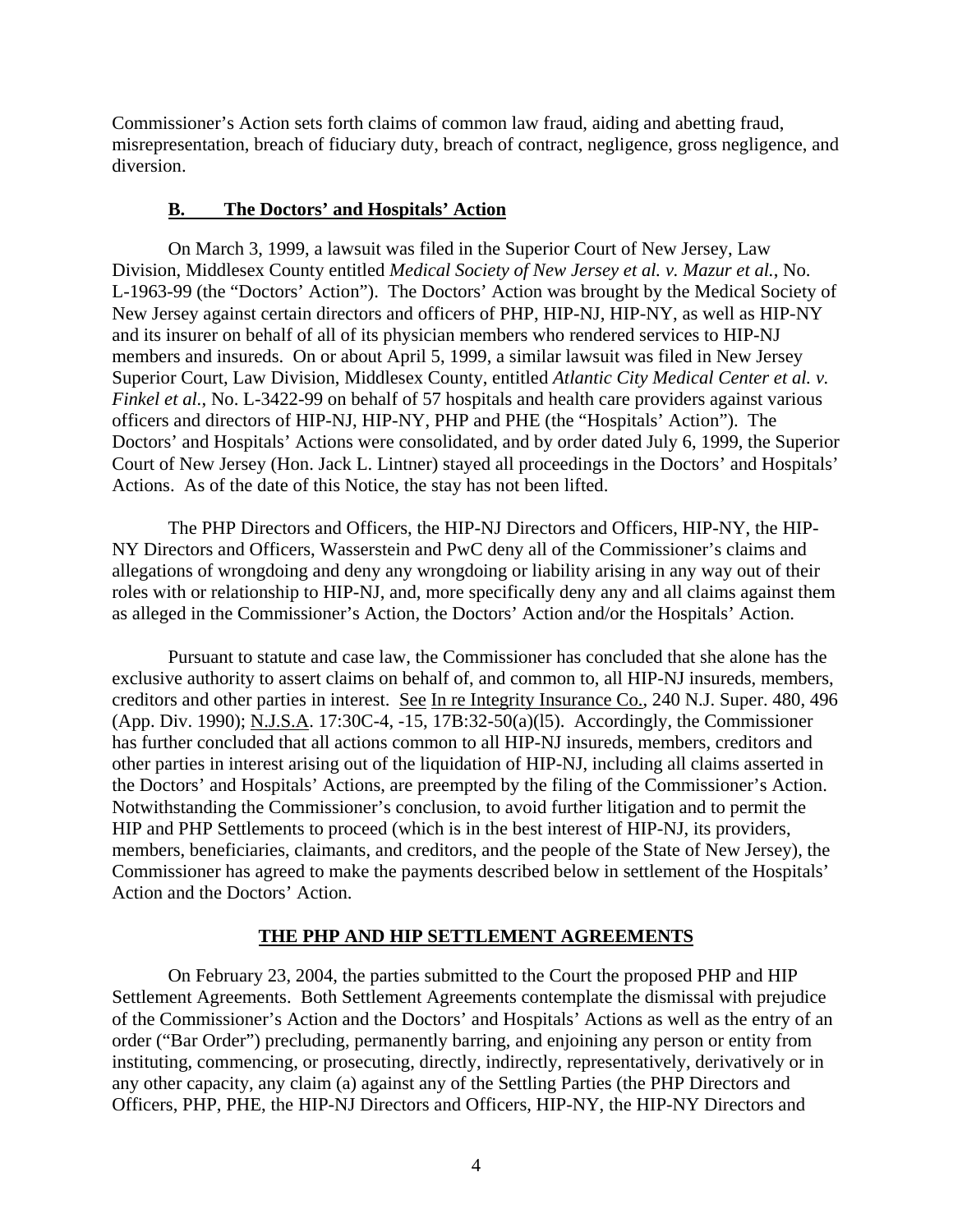Commissioner's Action sets forth claims of common law fraud, aiding and abetting fraud, misrepresentation, breach of fiduciary duty, breach of contract, negligence, gross negligence, and diversion.

### **B. The Doctors' and Hospitals' Action**

On March 3, 1999, a lawsuit was filed in the Superior Court of New Jersey, Law Division, Middlesex County entitled *Medical Society of New Jersey et al. v. Mazur et al.*, No. L-1963-99 (the "Doctors' Action"). The Doctors' Action was brought by the Medical Society of New Jersey against certain directors and officers of PHP, HIP-NJ, HIP-NY, as well as HIP-NY and its insurer on behalf of all of its physician members who rendered services to HIP-NJ members and insureds. On or about April 5, 1999, a similar lawsuit was filed in New Jersey Superior Court, Law Division, Middlesex County, entitled *Atlantic City Medical Center et al. v. Finkel et al.*, No. L-3422-99 on behalf of 57 hospitals and health care providers against various officers and directors of HIP-NJ, HIP-NY, PHP and PHE (the "Hospitals' Action"). The Doctors' and Hospitals' Actions were consolidated, and by order dated July 6, 1999, the Superior Court of New Jersey (Hon. Jack L. Lintner) stayed all proceedings in the Doctors' and Hospitals' Actions. As of the date of this Notice, the stay has not been lifted.

The PHP Directors and Officers, the HIP-NJ Directors and Officers, HIP-NY, the HIP-NY Directors and Officers, Wasserstein and PwC deny all of the Commissioner's claims and allegations of wrongdoing and deny any wrongdoing or liability arising in any way out of their roles with or relationship to HIP-NJ, and, more specifically deny any and all claims against them as alleged in the Commissioner's Action, the Doctors' Action and/or the Hospitals' Action.

Pursuant to statute and case law, the Commissioner has concluded that she alone has the exclusive authority to assert claims on behalf of, and common to, all HIP-NJ insureds, members, creditors and other parties in interest. See In re Integrity Insurance Co., 240 N.J. Super. 480, 496 (App. Div. 1990); N.J.S.A. 17:30C-4, -15, 17B:32-50(a)(l5). Accordingly, the Commissioner has further concluded that all actions common to all HIP-NJ insureds, members, creditors and other parties in interest arising out of the liquidation of HIP-NJ, including all claims asserted in the Doctors' and Hospitals' Actions, are preempted by the filing of the Commissioner's Action. Notwithstanding the Commissioner's conclusion, to avoid further litigation and to permit the HIP and PHP Settlements to proceed (which is in the best interest of HIP-NJ, its providers, members, beneficiaries, claimants, and creditors, and the people of the State of New Jersey), the Commissioner has agreed to make the payments described below in settlement of the Hospitals' Action and the Doctors' Action.

## **THE PHP AND HIP SETTLEMENT AGREEMENTS**

On February 23, 2004, the parties submitted to the Court the proposed PHP and HIP Settlement Agreements. Both Settlement Agreements contemplate the dismissal with prejudice of the Commissioner's Action and the Doctors' and Hospitals' Actions as well as the entry of an order ("Bar Order") precluding, permanently barring, and enjoining any person or entity from instituting, commencing, or prosecuting, directly, indirectly, representatively, derivatively or in any other capacity, any claim (a) against any of the Settling Parties (the PHP Directors and Officers, PHP, PHE, the HIP-NJ Directors and Officers, HIP-NY, the HIP-NY Directors and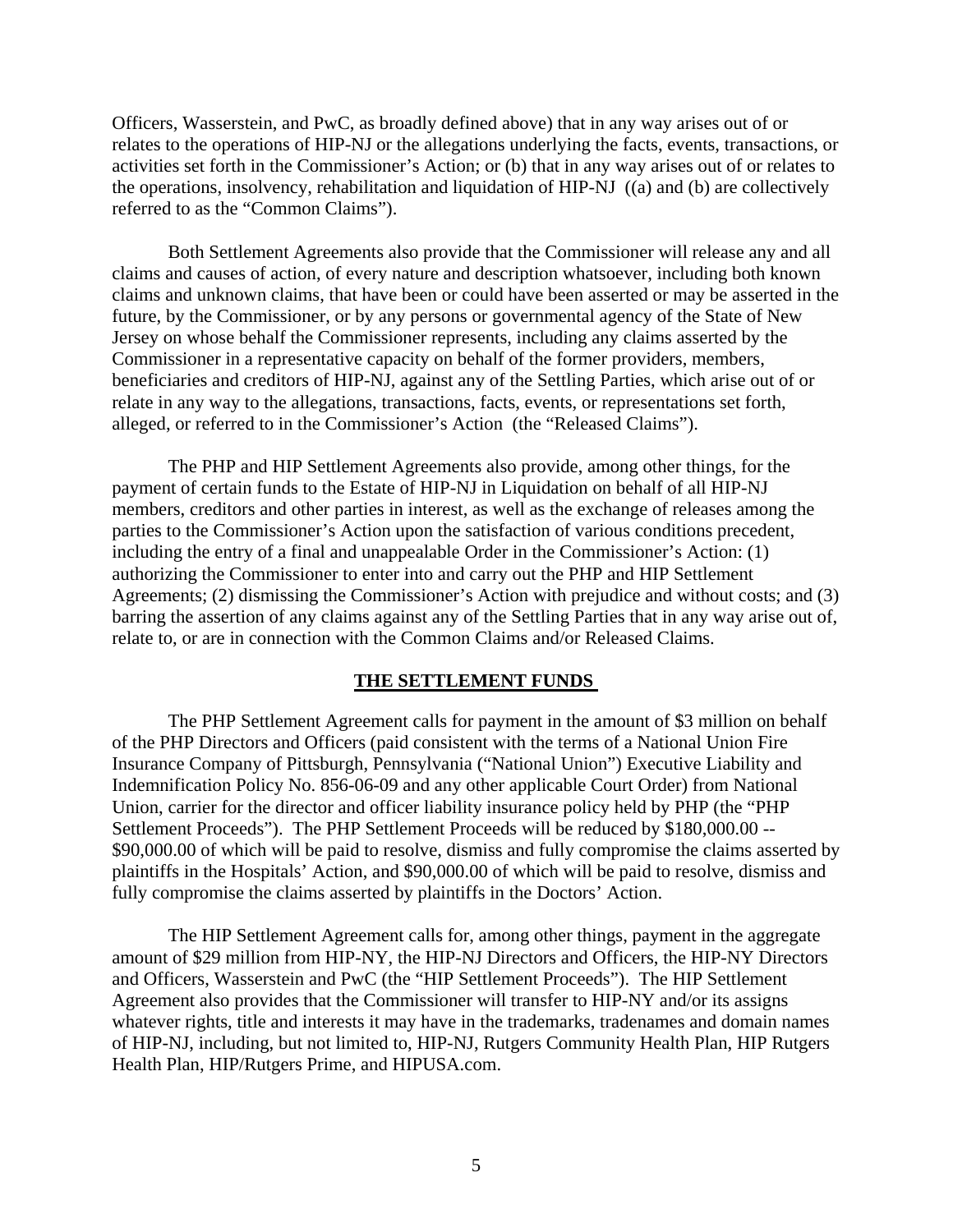Officers, Wasserstein, and PwC, as broadly defined above) that in any way arises out of or relates to the operations of HIP-NJ or the allegations underlying the facts, events, transactions, or activities set forth in the Commissioner's Action; or (b) that in any way arises out of or relates to the operations, insolvency, rehabilitation and liquidation of HIP-NJ ((a) and (b) are collectively referred to as the "Common Claims").

Both Settlement Agreements also provide that the Commissioner will release any and all claims and causes of action, of every nature and description whatsoever, including both known claims and unknown claims, that have been or could have been asserted or may be asserted in the future, by the Commissioner, or by any persons or governmental agency of the State of New Jersey on whose behalf the Commissioner represents, including any claims asserted by the Commissioner in a representative capacity on behalf of the former providers, members, beneficiaries and creditors of HIP-NJ, against any of the Settling Parties, which arise out of or relate in any way to the allegations, transactions, facts, events, or representations set forth, alleged, or referred to in the Commissioner's Action (the "Released Claims").

The PHP and HIP Settlement Agreements also provide, among other things, for the payment of certain funds to the Estate of HIP-NJ in Liquidation on behalf of all HIP-NJ members, creditors and other parties in interest, as well as the exchange of releases among the parties to the Commissioner's Action upon the satisfaction of various conditions precedent, including the entry of a final and unappealable Order in the Commissioner's Action: (1) authorizing the Commissioner to enter into and carry out the PHP and HIP Settlement Agreements; (2) dismissing the Commissioner's Action with prejudice and without costs; and (3) barring the assertion of any claims against any of the Settling Parties that in any way arise out of, relate to, or are in connection with the Common Claims and/or Released Claims.

## THE SETTLEMENT FUNDS

The PHP Settlement Agreement calls for payment in the amount of $3 million on behalf of the PHP Directors and Officers (paid consistent with the terms of a National Union Fire Insurance Company of Pittsburgh, Pennsylvania ("National Union") Executive Liability and Indemnification Policy No. 856-06-09 and any other applicable Court Order) from National Union, carrier for the director and officer liability insurance policy held by PHP (the "PHP Settlement Proceeds"). The PHP Settlement Proceeds will be reduced by $180,000.00 -- $90,000.00 of which will be paid to resolve, dismiss and fully compromise the claims asserted by plaintiffs in the Hospitals' Action, and $90,000.00 of which will be paid to resolve, dismiss and fully compromise the claims asserted by plaintiffs in the Doctors' Action.

The HIP Settlement Agreement calls for, among other things, payment in the aggregate amount of $29 million from HIP-NY, the HIP-NJ Directors and Officers, the HIP-NY Directors and Officers, Wasserstein and PwC (the "HIP Settlement Proceeds"). The HIP Settlement Agreement also provides that the Commissioner will transfer to HIP-NY and/or its assigns whatever rights, title and interests it may have in the trademarks, tradenames and domain names of HIP-NJ, including, but not limited to, HIP-NJ, Rutgers Community Health Plan, HIP Rutgers Health Plan, HIP/Rutgers Prime, and HIPUSA.com.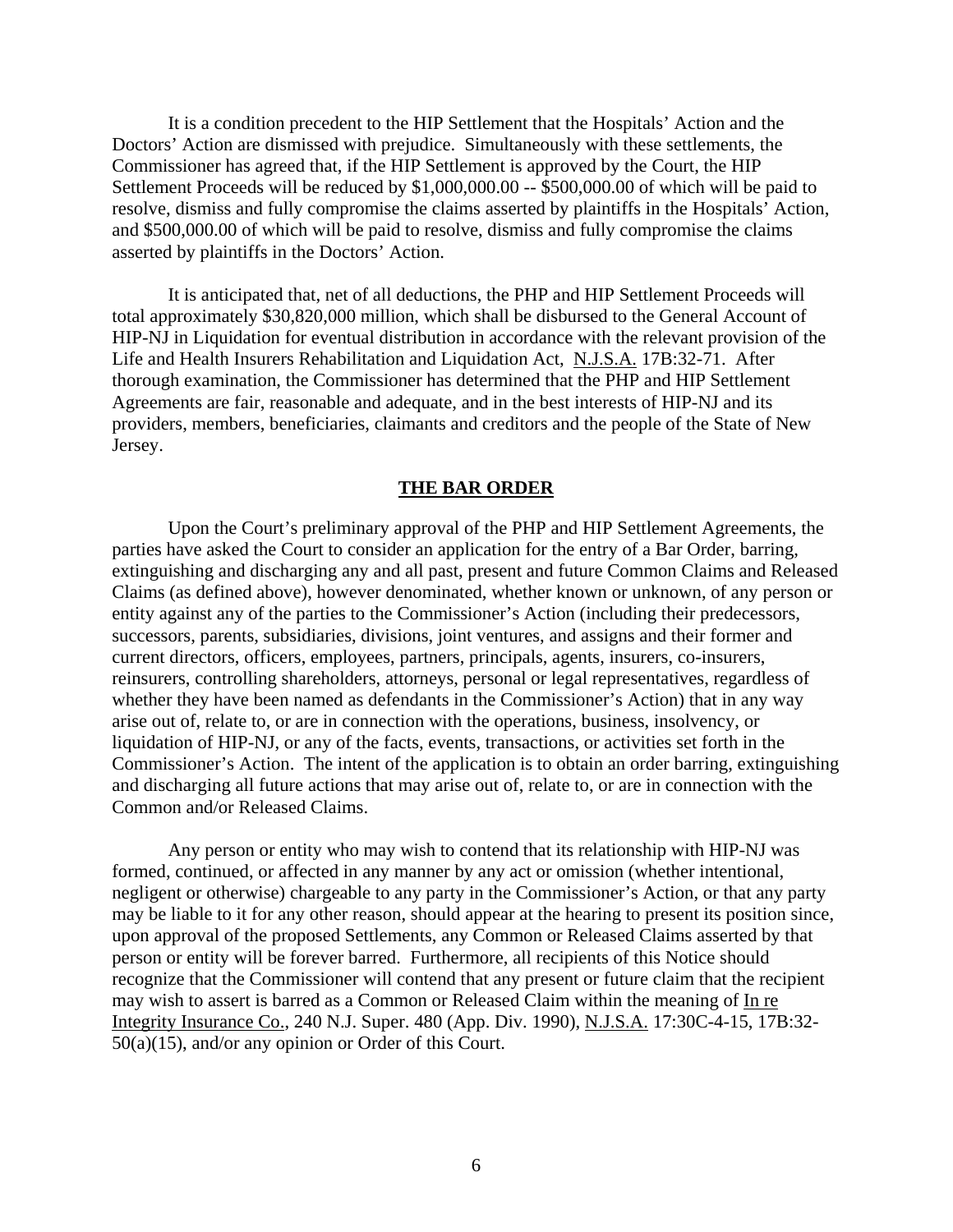It is a condition precedent to the HIP Settlement that the Hospitals' Action and the Doctors' Action are dismissed with prejudice. Simultaneously with these settlements, the Commissioner has agreed that, if the HIP Settlement is approved by the Court, the HIP Settlement Proceeds will be reduced by $1,000,000.00 -- $500,000.00 of which will be paid to resolve, dismiss and fully compromise the claims asserted by plaintiffs in the Hospitals' Action, and $500,000.00 of which will be paid to resolve, dismiss and fully compromise the claims asserted by plaintiffs in the Doctors' Action.

It is anticipated that, net of all deductions, the PHP and HIP Settlement Proceeds will total approximately $30,820,000 million, which shall be disbursed to the General Account of HIP-NJ in Liquidation for eventual distribution in accordance with the relevant provision of the Life and Health Insurers Rehabilitation and Liquidation Act, N.J.S.A. 17B:32-71. After thorough examination, the Commissioner has determined that the PHP and HIP Settlement Agreements are fair, reasonable and adequate, and in the best interests of HIP-NJ and its providers, members, beneficiaries, claimants and creditors and the people of the State of New Jersey.

## THE BAR ORDER

Upon the Court's preliminary approval of the PHP and HIP Settlement Agreements, the parties have asked the Court to consider an application for the entry of a Bar Order, barring, extinguishing and discharging any and all past, present and future Common Claims and Released Claims (as defined above), however denominated, whether known or unknown, of any person or entity against any of the parties to the Commissioner's Action (including their predecessors, successors, parents, subsidiaries, divisions, joint ventures, and assigns and their former and current directors, officers, employees, partners, principals, agents, insurers, co-insurers, reinsurers, controlling shareholders, attorneys, personal or legal representatives, regardless of whether they have been named as defendants in the Commissioner's Action) that in any way arise out of, relate to, or are in connection with the operations, business, insolvency, or liquidation of HIP-NJ, or any of the facts, events, transactions, or activities set forth in the Commissioner's Action. The intent of the application is to obtain an order barring, extinguishing and discharging all future actions that may arise out of, relate to, or are in connection with the Common and/or Released Claims.

Any person or entity who may wish to contend that its relationship with HIP-NJ was formed, continued, or affected in any manner by any act or omission (whether intentional, negligent or otherwise) chargeable to any party in the Commissioner's Action, or that any party may be liable to it for any other reason, should appear at the hearing to present its position since, upon approval of the proposed Settlements, any Common or Released Claims asserted by that person or entity will be forever barred. Furthermore, all recipients of this Notice should recognize that the Commissioner will contend that any present or future claim that the recipient may wish to assert is barred as a Common or Released Claim within the meaning of In re Integrity Insurance Co., 240 N.J. Super. 480 (App. Div. 1990), N.J.S.A. 17:30C-4-15, 17B:32-50(a)(15), and/or any opinion or Order of this Court.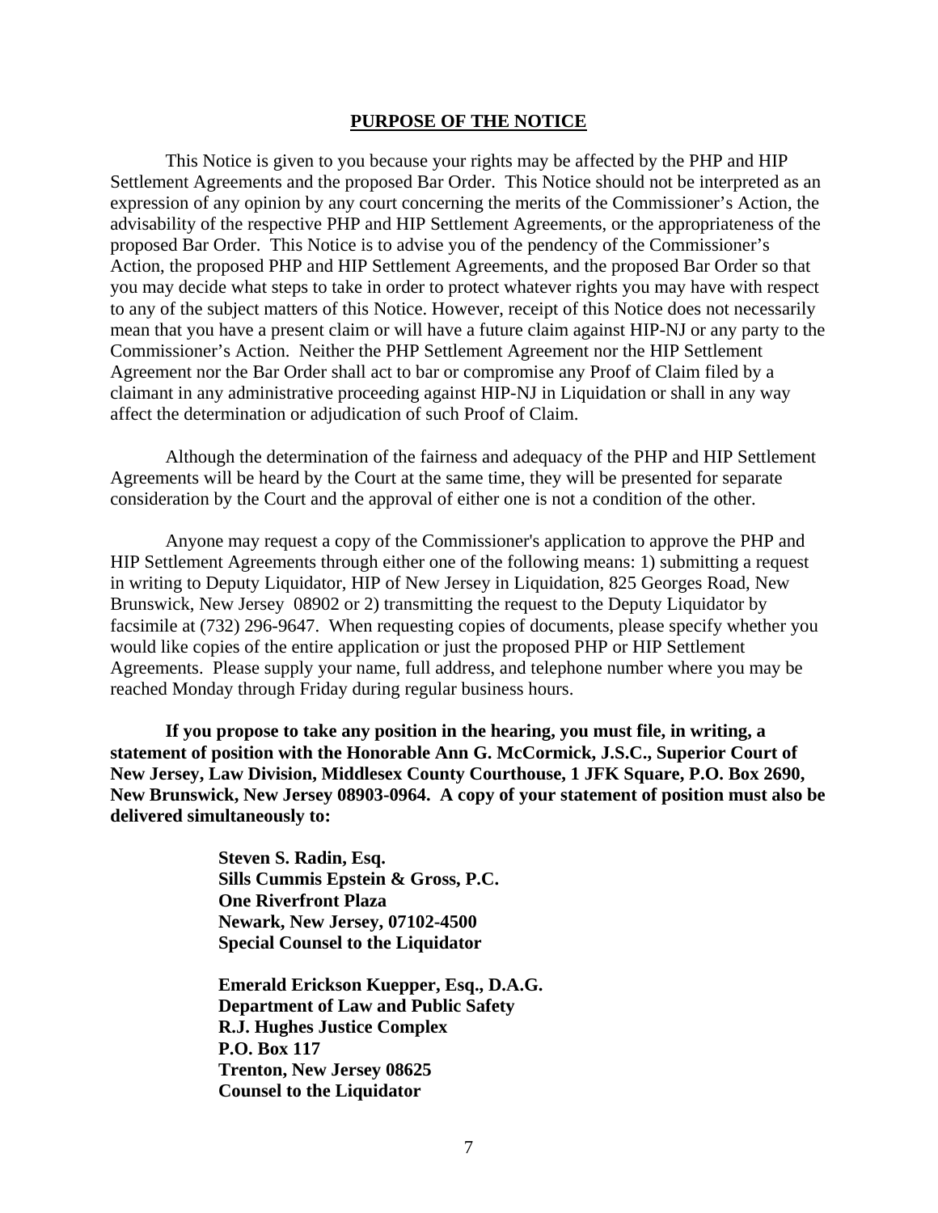## PURPOSE OF THE NOTICE

This Notice is given to you because your rights may be affected by the PHP and HIP Settlement Agreements and the proposed Bar Order. This Notice should not be interpreted as an expression of any opinion by any court concerning the merits of the Commissioner's Action, the advisability of the respective PHP and HIP Settlement Agreements, or the appropriateness of the proposed Bar Order. This Notice is to advise you of the pendency of the Commissioner's Action, the proposed PHP and HIP Settlement Agreements, and the proposed Bar Order so that you may decide what steps to take in order to protect whatever rights you may have with respect to any of the subject matters of this Notice. However, receipt of this Notice does not necessarily mean that you have a present claim or will have a future claim against HIP-NJ or any party to the Commissioner's Action. Neither the PHP Settlement Agreement nor the HIP Settlement Agreement nor the Bar Order shall act to bar or compromise any Proof of Claim filed by a claimant in any administrative proceeding against HIP-NJ in Liquidation or shall in any way affect the determination or adjudication of such Proof of Claim.

Although the determination of the fairness and adequacy of the PHP and HIP Settlement Agreements will be heard by the Court at the same time, they will be presented for separate consideration by the Court and the approval of either one is not a condition of the other.

Anyone may request a copy of the Commissioner's application to approve the PHP and HIP Settlement Agreements through either one of the following means: 1) submitting a request in writing to Deputy Liquidator, HIP of New Jersey in Liquidation, 825 Georges Road, New Brunswick, New Jersey 08902 or 2) transmitting the request to the Deputy Liquidator by facsimile at (732) 296-9647. When requesting copies of documents, please specify whether you would like copies of the entire application or just the proposed PHP or HIP Settlement Agreements. Please supply your name, full address, and telephone number where you may be reached Monday through Friday during regular business hours.

**If you propose to take any position in the hearing, you must file, in writing, a statement of position with the Honorable Ann G. McCormick, J.S.C., Superior Court of New Jersey, Law Division, Middlesex County Courthouse, 1 JFK Square, P.O. Box 2690, New Brunswick, New Jersey 08903-0964. A copy of your statement of position must also be delivered simultaneously to:**

**Steven S. Radin, Esq.**
**Sills Cummis Epstein & Gross, P.C.**
**One Riverfront Plaza**
**Newark, New Jersey, 07102-4500**
**Special Counsel to the Liquidator**

**Emerald Erickson Kuepper, Esq., D.A.G.**
**Department of Law and Public Safety**
**R.J. Hughes Justice Complex**
**P.O. Box 117**
**Trenton, New Jersey 08625**
**Counsel to the Liquidator**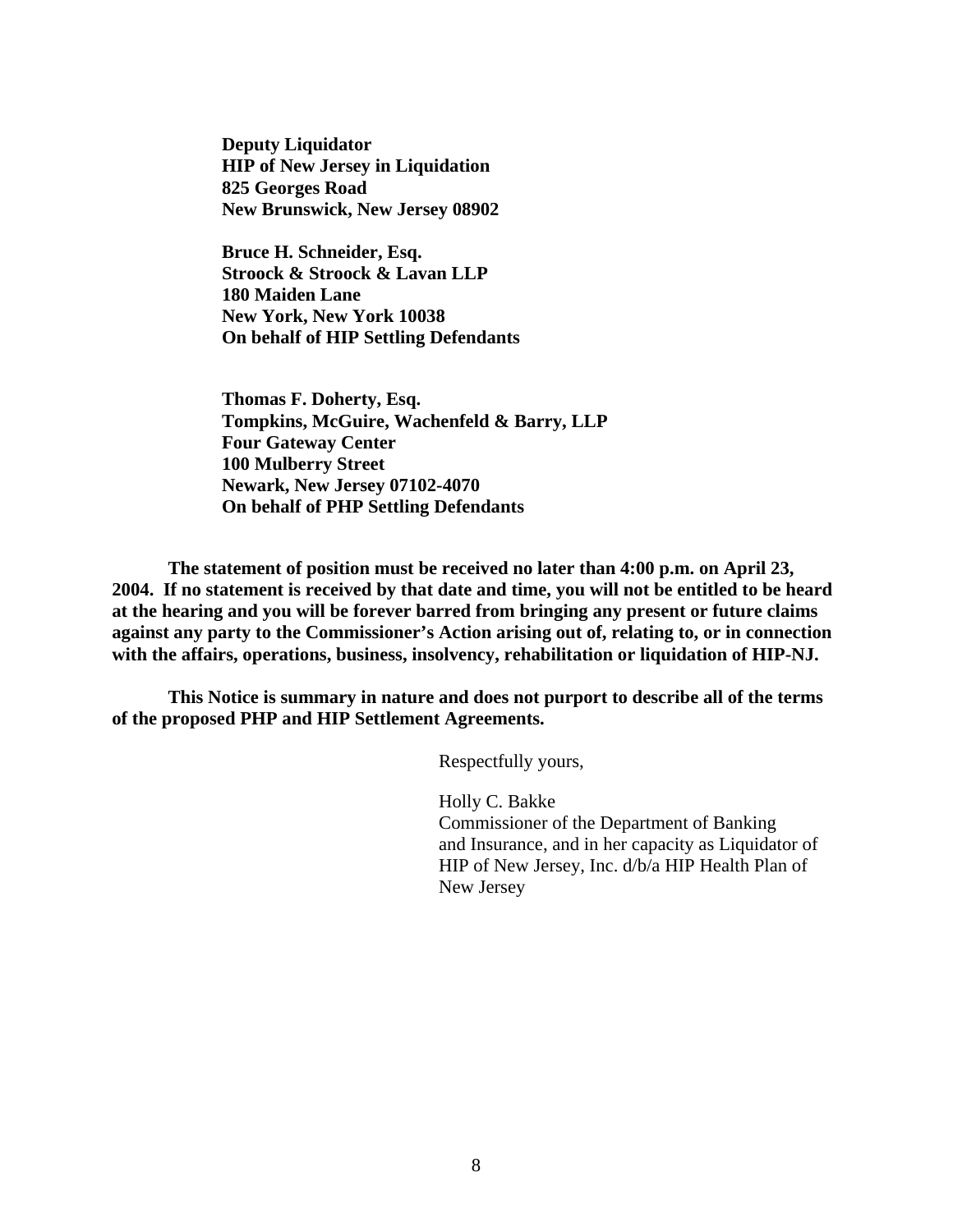**Deputy Liquidator**
**HIP of New Jersey in Liquidation**
**825 Georges Road**
**New Brunswick, New Jersey 08902**

**Bruce H. Schneider, Esq.**
**Stroock & Stroock & Lavan LLP**
**180 Maiden Lane**
**New York, New York 10038**
**On behalf of HIP Settling Defendants**

**Thomas F. Doherty, Esq.**
**Tompkins, McGuire, Wachenfeld & Barry, LLP**
**Four Gateway Center**
**100 Mulberry Street**
**Newark, New Jersey 07102-4070**
**On behalf of PHP Settling Defendants**

**The statement of position must be received no later than 4:00 p.m. on April 23, 2004. If no statement is received by that date and time, you will not be entitled to be heard at the hearing and you will be forever barred from bringing any present or future claims against any party to the Commissioner's Action arising out of, relating to, or in connection with the affairs, operations, business, insolvency, rehabilitation or liquidation of HIP-NJ.**

**This Notice is summary in nature and does not purport to describe all of the terms of the proposed PHP and HIP Settlement Agreements.**

Respectfully yours,

Holly C. Bakke
Commissioner of the Department of Banking and Insurance, and in her capacity as Liquidator of HIP of New Jersey, Inc. d/b/a HIP Health Plan of New Jersey